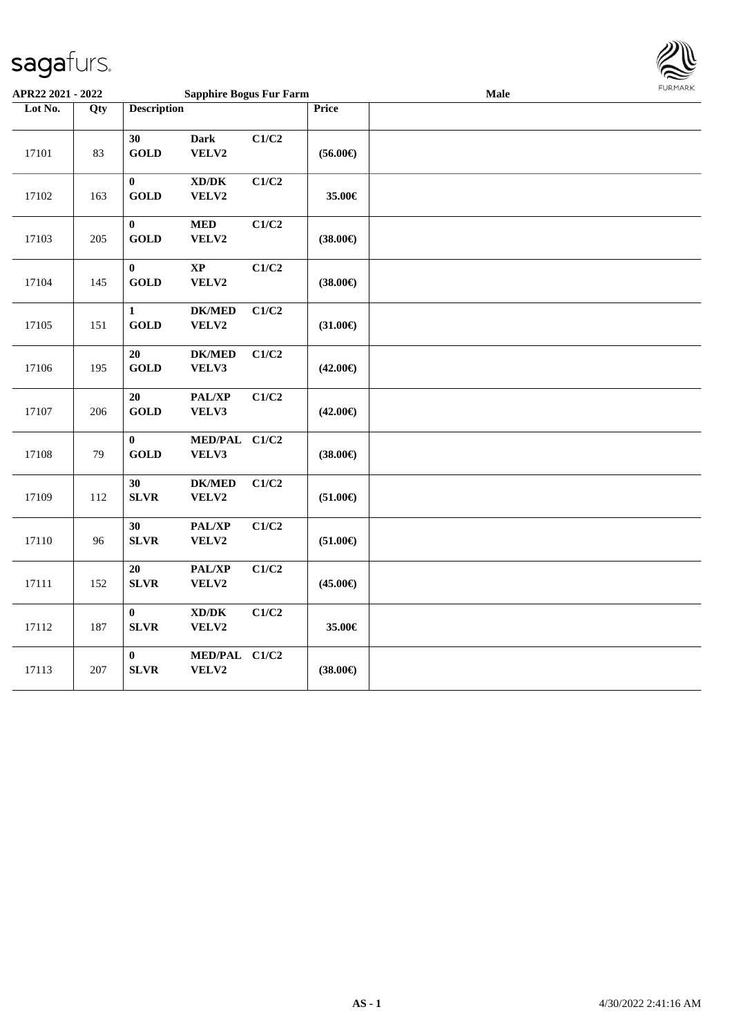**APR22 2021 - 2022** | **Sapphire Bogus Fur Farm** | **Male**

| Lot No. | Qty | Description | | | Price | |
|---|---|---|---|---|---|---|
| 17101 | 83 | 30 GOLD | Dark VELV2 | C1/C2 | (56.00€) | |
| 17102 | 163 | 0 GOLD | XD/DK VELV2 | C1/C2 | 35.00€ | |
| 17103 | 205 | 0 GOLD | MED VELV2 | C1/C2 | (38.00€) | |
| 17104 | 145 | 0 GOLD | XP VELV2 | C1/C2 | (38.00€) | |
| 17105 | 151 | 1 GOLD | DK/MED VELV2 | C1/C2 | (31.00€) | |
| 17106 | 195 | 20 GOLD | DK/MED VELV3 | C1/C2 | (42.00€) | |
| 17107 | 206 | 20 GOLD | PAL/XP VELV3 | C1/C2 | (42.00€) | |
| 17108 | 79 | 0 GOLD | MED/PAL VELV3 | C1/C2 | (38.00€) | |
| 17109 | 112 | 30 SLVR | DK/MED VELV2 | C1/C2 | (51.00€) | |
| 17110 | 96 | 30 SLVR | PAL/XP VELV2 | C1/C2 | (51.00€) | |
| 17111 | 152 | 20 SLVR | PAL/XP VELV2 | C1/C2 | (45.00€) | |
| 17112 | 187 | 0 SLVR | XD/DK VELV2 | C1/C2 | 35.00€ | |
| 17113 | 207 | 0 SLVR | MED/PAL VELV2 | C1/C2 | (38.00€) | |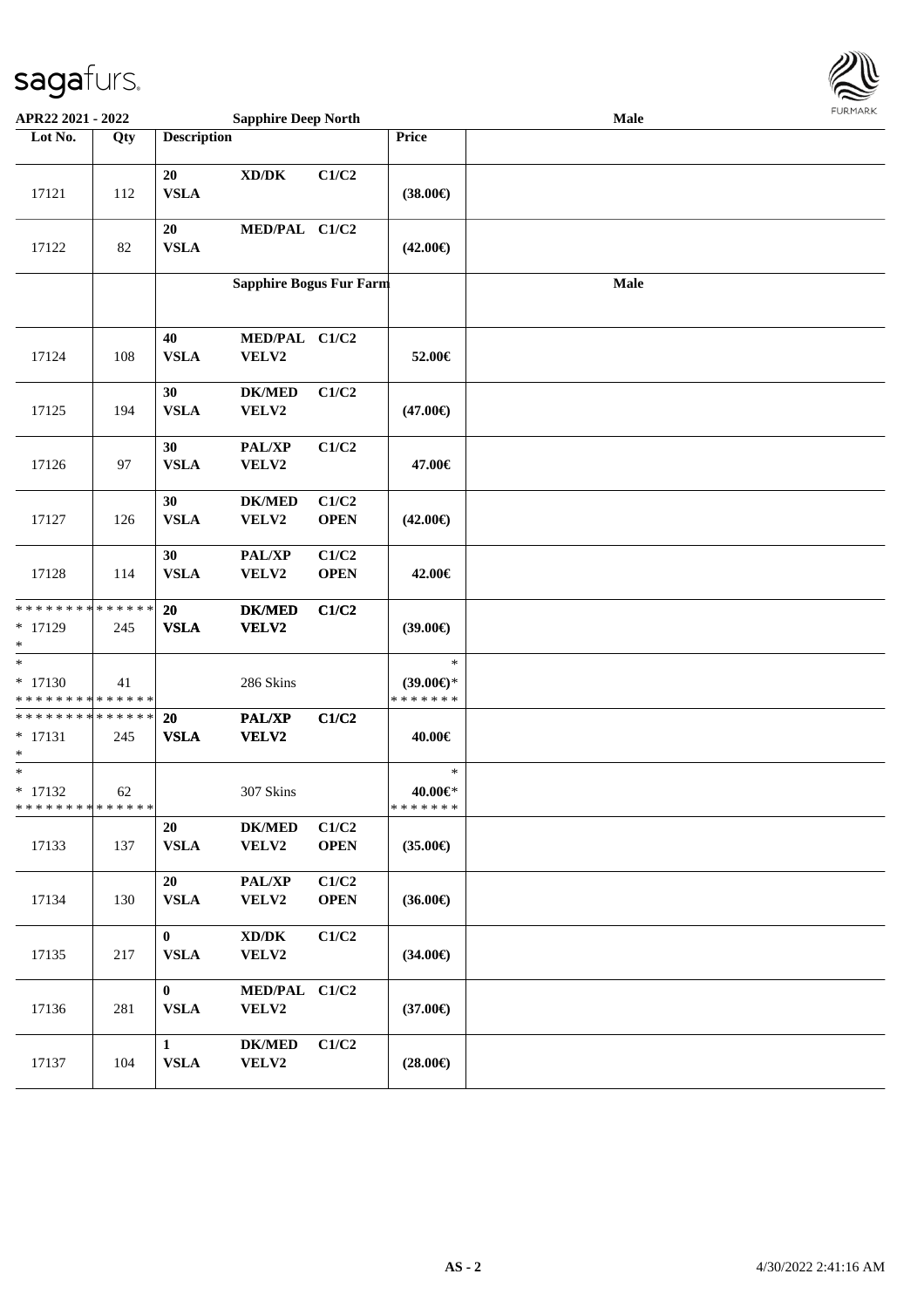**APR22 2021 - 2022** | **Sapphire Deep North** | **Male**

| Lot No. | Qty | Description | | | Price | |
|---|---|---|---|---|---|---|
| 17121 | 112 | **20** **VSLA** | **XD/DK** | **C1/C2** | **(38.00€)** | |
| 17122 | 82 | **20** **VSLA** | **MED/PAL** | **C1/C2** | **(42.00€)** | |
| | | **Sapphire Bogus Fur Farm** | | | | **Male** |
| 17124 | 108 | **40** **VSLA** | **MED/PAL** **VELV2** | **C1/C2** | **52.00€** | |
| 17125 | 194 | **30** **VSLA** | **DK/MED** **VELV2** | **C1/C2** | **(47.00€)** | |
| 17126 | 97 | **30** **VSLA** | **PAL/XP** **VELV2** | **C1/C2** | **47.00€** | |
| 17127 | 126 | **30** **VSLA** | **DK/MED** **VELV2** | **C1/C2** **OPEN** | **(42.00€)** | |
| 17128 | 114 | **30** **VSLA** | **PAL/XP** **VELV2** | **C1/C2** **OPEN** | **42.00€** | |
| * * * * * * * * * * * * * * <br>* 17129<br>* | 245 | **20** **VSLA** | **DK/MED** **VELV2** | **C1/C2** | **(39.00€)** | |
| *<br>* 17130<br>* * * * * * * * * * * * * * | 41 | | 286 Skins | | *<br>**(39.00€)***<br>* * * * * * * | |
| * * * * * * * * * * * * * * <br>* 17131<br>* | 245 | **20** **VSLA** | **PAL/XP** **VELV2** | **C1/C2** | **40.00€** | |
| *<br>* 17132<br>* * * * * * * * * * * * * * | 62 | | 307 Skins | | *<br>**40.00€***<br>* * * * * * * | |
| 17133 | 137 | **20** **VSLA** | **DK/MED** **VELV2** | **C1/C2** **OPEN** | **(35.00€)** | |
| 17134 | 130 | **20** **VSLA** | **PAL/XP** **VELV2** | **C1/C2** **OPEN** | **(36.00€)** | |
| 17135 | 217 | **0** **VSLA** | **XD/DK** **VELV2** | **C1/C2** | **(34.00€)** | |
| 17136 | 281 | **0** **VSLA** | **MED/PAL** **VELV2** | **C1/C2** | **(37.00€)** | |
| 17137 | 104 | **1** **VSLA** | **DK/MED** **VELV2** | **C1/C2** | **(28.00€)** | |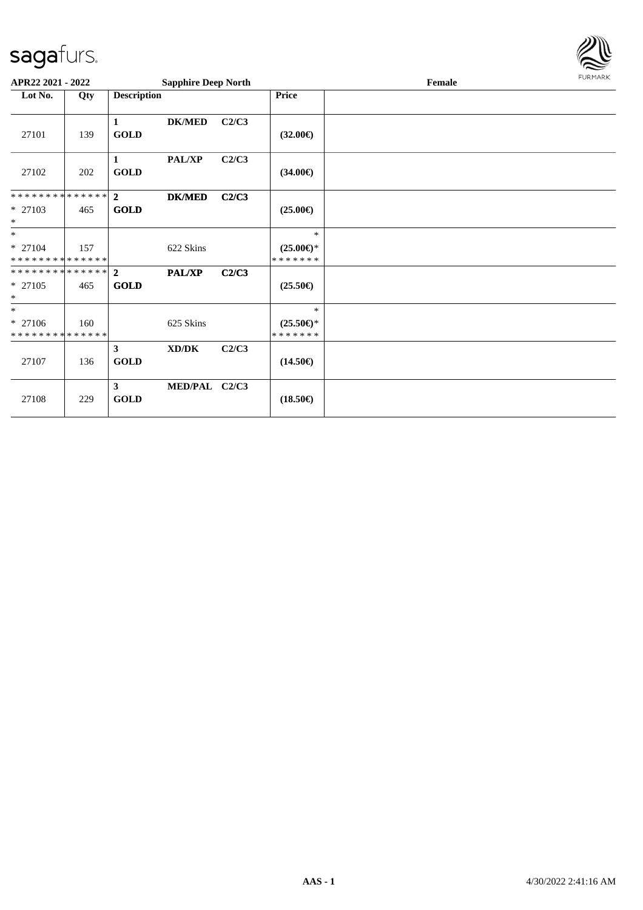APR22 2021 - 2022 | Sapphire Deep North | Female

| Lot No. | Qty | Description | | | Price | |
|---|---|---|---|---|---|---|
| 27101 | 139 | **1 GOLD** | **DK/MED** | **C2/C3** | **(32.00€)** | |
| 27102 | 202 | **1 GOLD** | **PAL/XP** | **C2/C3** | **(34.00€)** | |
| * * * * * * * * * * * * * * <br>* 27103<br>* | 465 | **2 GOLD** | **DK/MED** | **C2/C3** | **(25.00€)** | |
| *<br>* 27104<br>* * * * * * * * * * * * * * | 157 | | 622 Skins | | *<br>**(25.00€)***<br>* * * * * * * | |
| * * * * * * * * * * * * * * <br>* 27105<br>* | 465 | **2 GOLD** | **PAL/XP** | **C2/C3** | **(25.50€)** | |
| *<br>* 27106<br>* * * * * * * * * * * * * * | 160 | | 625 Skins | | *<br>**(25.50€)***<br>* * * * * * * | |
| 27107 | 136 | **3 GOLD** | **XD/DK** | **C2/C3** | **(14.50€)** | |
| 27108 | 229 | **3 GOLD** | **MED/PAL** | **C2/C3** | **(18.50€)** | |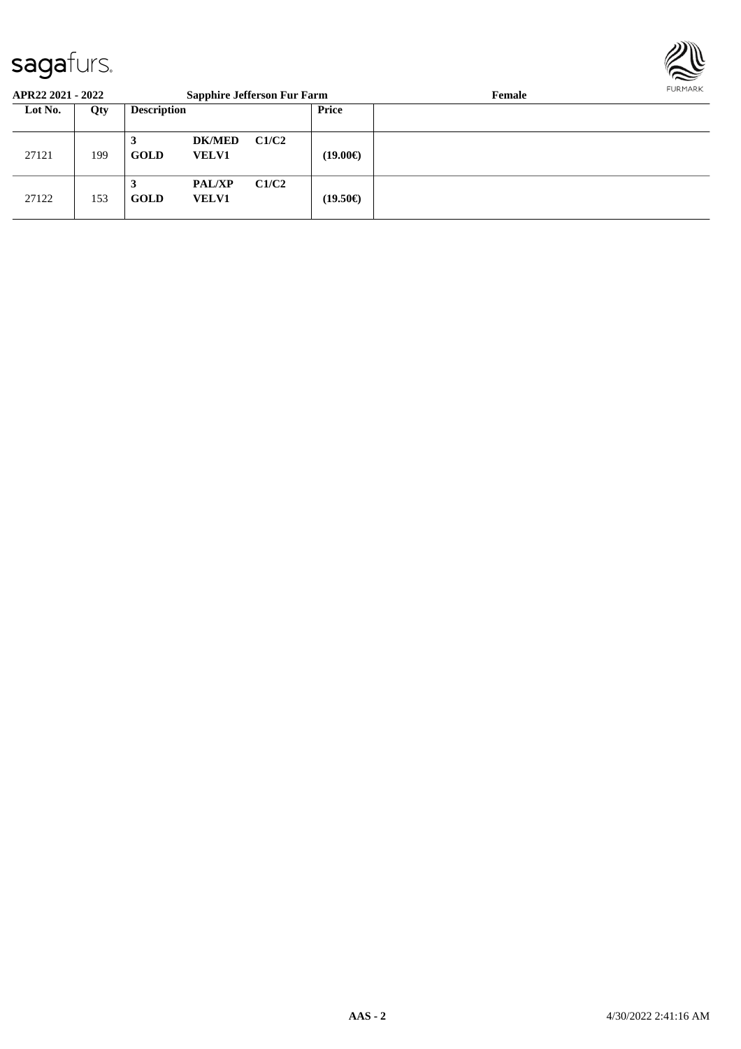**APR22 2021 - 2022** **Sapphire Jefferson Fur Farm** **Female**

| Lot No. | Qty | Description | | | Price | |
|---|---|---|---|---|---|---|
| 27121 | 199 | **3 GOLD** | **DK/MED VELV1** | **C1/C2** | **(19.00€)** | |
| 27122 | 153 | **3 GOLD** | **PAL/XP VELV1** | **C1/C2** | **(19.50€)** | |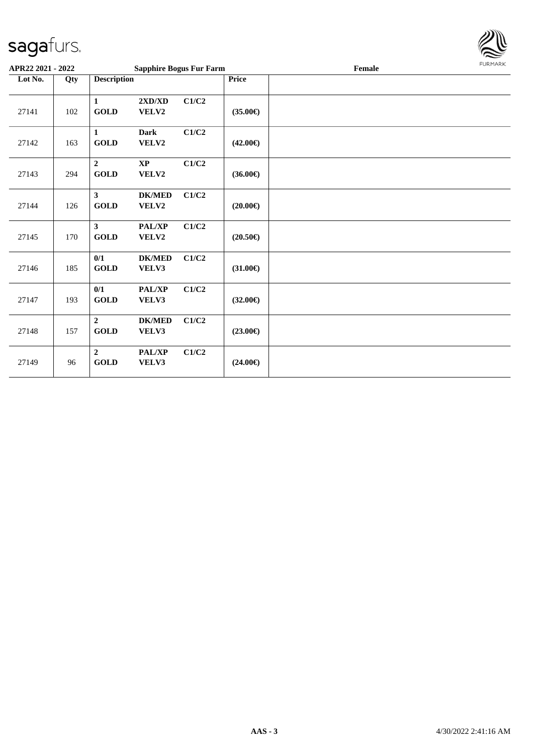**APR22 2021 - 2022** **Sapphire Bogus Fur Farm** **Female**

| Lot No. | Qty | Description | | | Price | |
|---|---|---|---|---|---|---|
| 27141 | 102 | **1 GOLD** | **2XD/XD VELV2** | **C1/C2** | **(35.00€)** | |
| 27142 | 163 | **1 GOLD** | **Dark VELV2** | **C1/C2** | **(42.00€)** | |
| 27143 | 294 | **2 GOLD** | **XP VELV2** | **C1/C2** | **(36.00€)** | |
| 27144 | 126 | **3 GOLD** | **DK/MED VELV2** | **C1/C2** | **(20.00€)** | |
| 27145 | 170 | **3 GOLD** | **PAL/XP VELV2** | **C1/C2** | **(20.50€)** | |
| 27146 | 185 | **0/1 GOLD** | **DK/MED VELV3** | **C1/C2** | **(31.00€)** | |
| 27147 | 193 | **0/1 GOLD** | **PAL/XP VELV3** | **C1/C2** | **(32.00€)** | |
| 27148 | 157 | **2 GOLD** | **DK/MED VELV3** | **C1/C2** | **(23.00€)** | |
| 27149 | 96 | **2 GOLD** | **PAL/XP VELV3** | **C1/C2** | **(24.00€)** | |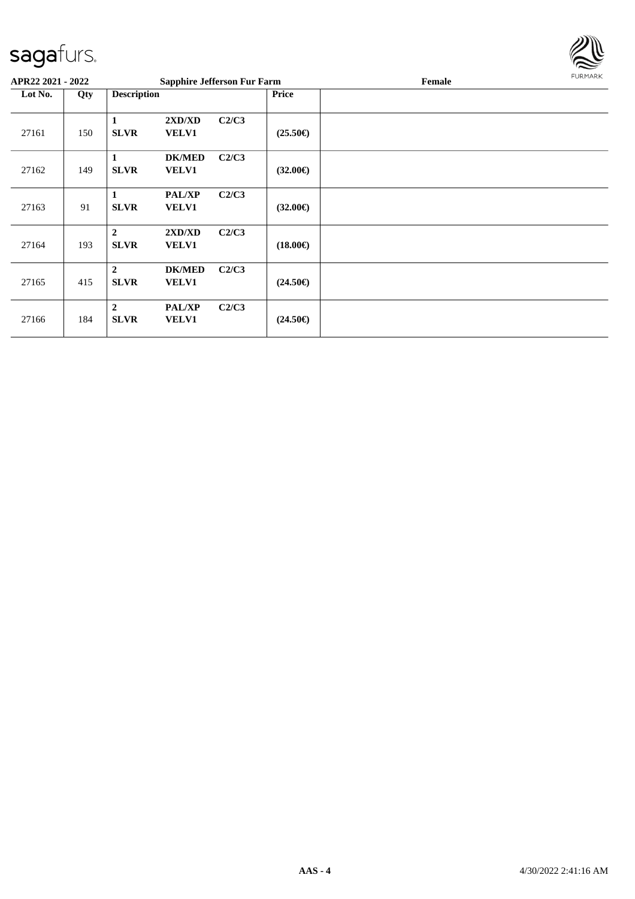APR22 2021 - 2022 | Sapphire Jefferson Fur Farm | Female

| Lot No. | Qty | Description | | | Price | |
|---|---|---|---|---|---|---|
| 27161 | 150 | 1 SLVR | 2XD/XD VELV1 | C2/C3 | (25.50€) | |
| 27162 | 149 | 1 SLVR | DK/MED VELV1 | C2/C3 | (32.00€) | |
| 27163 | 91 | 1 SLVR | PAL/XP VELV1 | C2/C3 | (32.00€) | |
| 27164 | 193 | 2 SLVR | 2XD/XD VELV1 | C2/C3 | (18.00€) | |
| 27165 | 415 | 2 SLVR | DK/MED VELV1 | C2/C3 | (24.50€) | |
| 27166 | 184 | 2 SLVR | PAL/XP VELV1 | C2/C3 | (24.50€) | |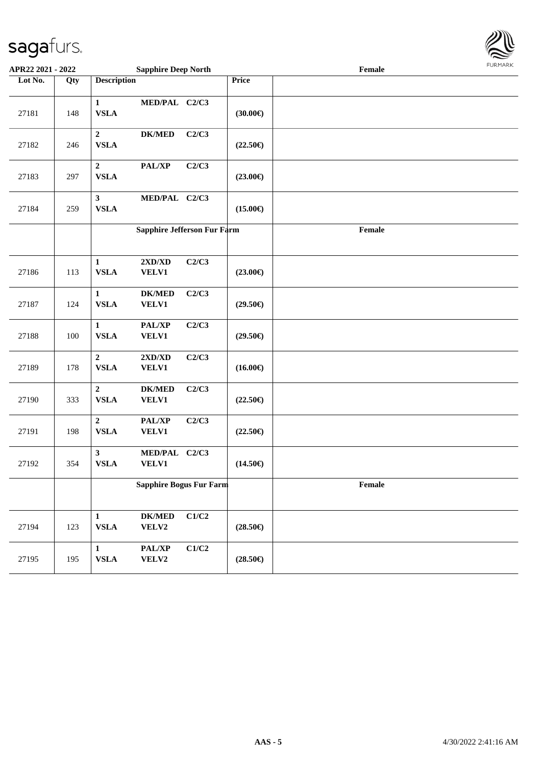| Lot No. | Qty | Description | | | Price | Female |
|---|---|---|---|---|---|---|
| | | **Sapphire Deep North** | | | | **Female** |
| 27181 | 148 | 1 VSLA | MED/PAL | C2/C3 | (30.00€) | |
| 27182 | 246 | 2 VSLA | DK/MED | C2/C3 | (22.50€) | |
| 27183 | 297 | 2 VSLA | PAL/XP | C2/C3 | (23.00€) | |
| 27184 | 259 | 3 VSLA | MED/PAL | C2/C3 | (15.00€) | |
| | | **Sapphire Jefferson Fur Farm** | | | | **Female** |
| 27186 | 113 | 1 VSLA | 2XD/XD VELV1 | C2/C3 | (23.00€) | |
| 27187 | 124 | 1 VSLA | DK/MED VELV1 | C2/C3 | (29.50€) | |
| 27188 | 100 | 1 VSLA | PAL/XP VELV1 | C2/C3 | (29.50€) | |
| 27189 | 178 | 2 VSLA | 2XD/XD VELV1 | C2/C3 | (16.00€) | |
| 27190 | 333 | 2 VSLA | DK/MED VELV1 | C2/C3 | (22.50€) | |
| 27191 | 198 | 2 VSLA | PAL/XP VELV1 | C2/C3 | (22.50€) | |
| 27192 | 354 | 3 VSLA | MED/PAL VELV1 | C2/C3 | (14.50€) | |
| | | **Sapphire Bogus Fur Farm** | | | | **Female** |
| 27194 | 123 | 1 VSLA | DK/MED VELV2 | C1/C2 | (28.50€) | |
| 27195 | 195 | 1 VSLA | PAL/XP VELV2 | C1/C2 | (28.50€) | |